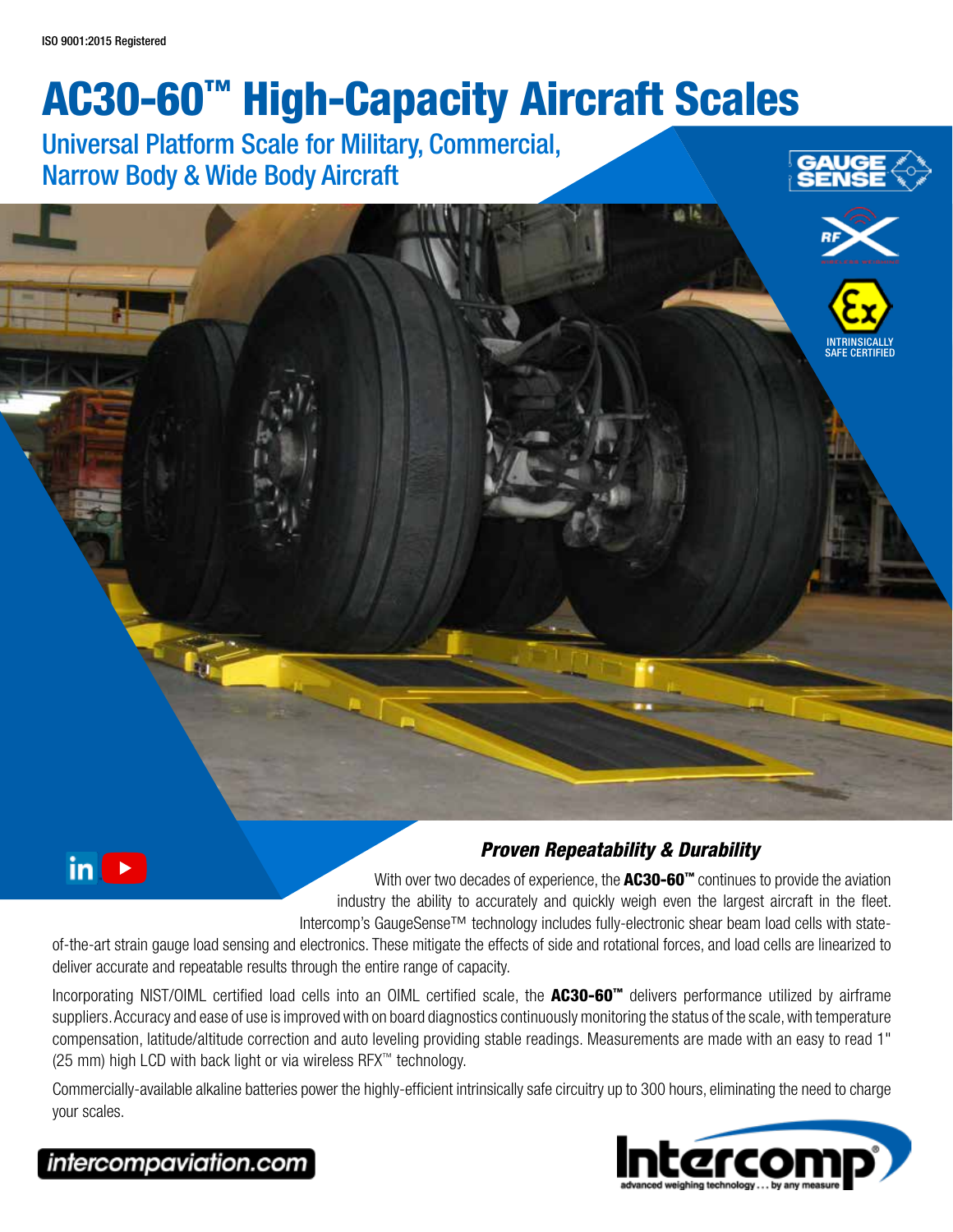ISO 9001:2015 Registered

# AC30-60™ High-Capacity Aircraft Scales

## Universal Platform Scale for Military, Commercial, Narrow Body & Wide Body Aircraft

GAUGE SENSE

RF X

INTRINSICALLY SAFE CERTIFIED

### *Proven Repeatability & Durability*

With over two decades of experience, the **AC30-60™** continues to provide the aviation industry the ability to accurately and quickly weigh even the largest aircraft in the fleet. Intercomp's GaugeSense™ technology includes fully-electronic shear beam load cells with state-of-the-art strain gauge load sensing and electronics. These mitigate the effects of side and rotational forces, and load cells are linearized to deliver accurate and repeatable results through the entire range of capacity.

Incorporating NIST/OIML certified load cells into an OIML certified scale, the **AC30-60™** delivers performance utilized by airframe suppliers. Accuracy and ease of use is improved with on board diagnostics continuously monitoring the status of the scale, with temperature compensation, latitude/altitude correction and auto leveling providing stable readings. Measurements are made with an easy to read 1" (25 mm) high LCD with back light or via wireless RFX™ technology.

Commercially-available alkaline batteries power the highly-efficient intrinsically safe circuitry up to 300 hours, eliminating the need to charge your scales.

intercompaviation.com

Intercomp advanced weighing technology . . . by any measure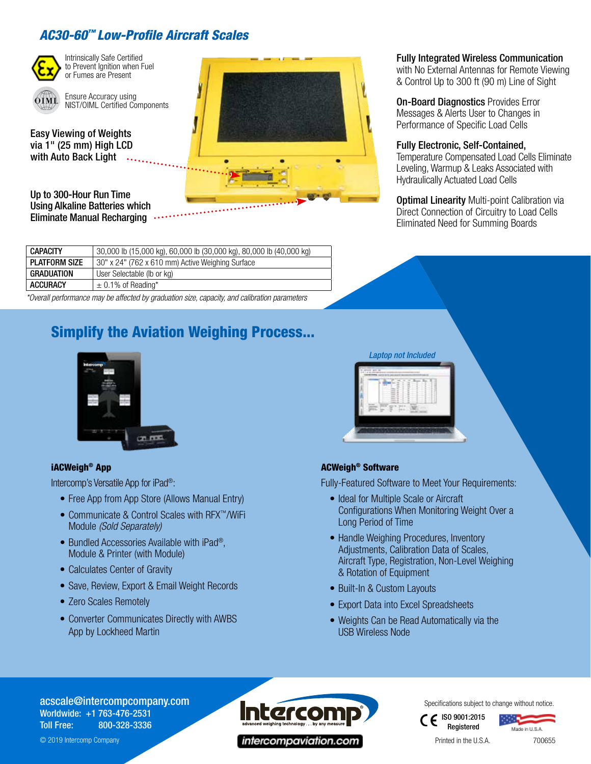# AC30-60™ Low-Profile Aircraft Scales

Intrinsically Safe Certified to Prevent Ignition when Fuel or Fumes are Present

Ensure Accuracy using NIST/OIML Certified Components

**Easy Viewing of Weights via 1" (25 mm) High LCD with Auto Back Light**

**Up to 300-Hour Run Time Using Alkaline Batteries which Eliminate Manual Recharging**

**Fully Integrated Wireless Communication** with No External Antennas for Remote Viewing & Control Up to 300 ft (90 m) Line of Sight

**On-Board Diagnostics** Provides Error Messages & Alerts User to Changes in Performance of Specific Load Cells

**Fully Electronic, Self-Contained,** Temperature Compensated Load Cells Eliminate Leveling, Warmup & Leaks Associated with Hydraulically Actuated Load Cells

**Optimal Linearity** Multi-point Calibration via Direct Connection of Circuitry to Load Cells Eliminated Need for Summing Boards

| | |
|---|---|
| CAPACITY | 30,000 lb (15,000 kg), 60,000 lb (30,000 kg), 80,000 lb (40,000 kg) |
| PLATFORM SIZE | 30" x 24" (762 x 610 mm) Active Weighing Surface |
| GRADUATION | User Selectable (lb or kg) |
| ACCURACY | ± 0.1% of Reading* |

*\*Overall performance may be affected by graduation size, capacity, and calibration parameters*

## Simplify the Aviation Weighing Process...

### iACWeigh® App

Intercomp's Versatile App for iPad®:

- Free App from App Store (Allows Manual Entry)
- Communicate & Control Scales with RFX™/WiFi Module *(Sold Separately)*
- Bundled Accessories Available with iPad®, Module & Printer (with Module)
- Calculates Center of Gravity
- Save, Review, Export & Email Weight Records
- Zero Scales Remotely
- Converter Communicates Directly with AWBS App by Lockheed Martin

*Laptop not Included*

### ACWeigh® Software

Fully-Featured Software to Meet Your Requirements:

- Ideal for Multiple Scale or Aircraft Configurations When Monitoring Weight Over a Long Period of Time
- Handle Weighing Procedures, Inventory Adjustments, Calibration Data of Scales, Aircraft Type, Registration, Non-Level Weighing & Rotation of Equipment
- Built-In & Custom Layouts
- Export Data into Excel Spreadsheets
- Weights Can be Read Automatically via the USB Wireless Node

acscale@intercompcompany.com
Worldwide: +1 763-476-2531
Toll Free: 800-328-3336
© 2019 Intercomp Company

Intercomp® advanced weighing technology . . . by any measure
intercompaviation.com

Specifications subject to change without notice.
CE ISO 9001:2015 Registered
Made in U.S.A.
Printed in the U.S.A. 700655